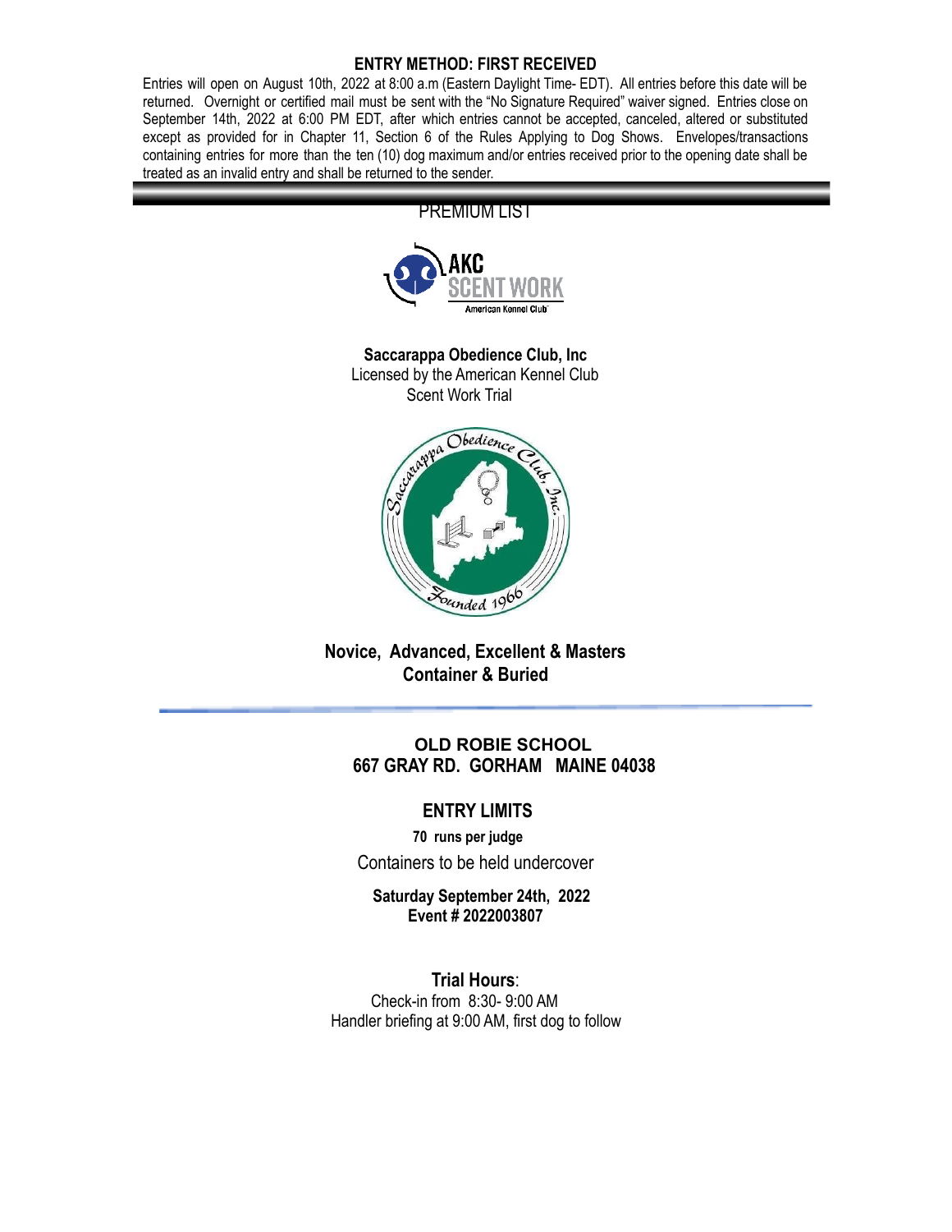## ENTRY METHOD: FIRST RECEIVED

Entries will open on August 10th, 2022 at 8:00 a.m (Eastern Daylight Time- EDT). All entries before this date will be returned. Overnight or certified mail must be sent with the "No Signature Required" waiver signed. Entries close on September 14th, 2022 at 6:00 PM EDT, after which entries cannot be accepted, canceled, altered or substituted except as provided for in Chapter 11, Section 6 of the Rules Applying to Dog Shows. Envelopes/transactions containing entries for more than the ten (10) dog maximum and/or entries received prior to the opening date shall be treated as an invalid entry and shall be returned to the sender.

# PREMIUM LIST

**Saccarappa Obedience Club, Inc**

Licensed by the American Kennel Club

Scent Work Trial

**Novice, Advanced, Excellent & Masters**

**Container & Buried**

**OLD ROBIE SCHOOL**

**667 GRAY RD. GORHAM MAINE 04038**

## ENTRY LIMITS

**70 runs per judge**

Containers to be held undercover

**Saturday September 24th, 2022**

**Event # 2022003807**

**Trial Hours**:

Check-in from 8:30- 9:00 AM

Handler briefing at 9:00 AM, first dog to follow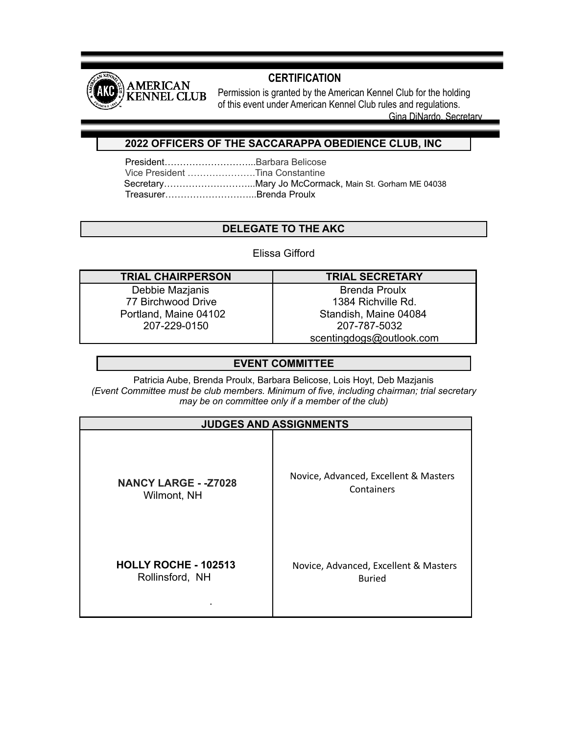## CERTIFICATION

Permission is granted by the American Kennel Club for the holding of this event under American Kennel Club rules and regulations.

Gina DiNardo, Secretary

## 2022 OFFICERS OF THE SACCARAPPA OBEDIENCE CLUB, INC

President………………………...Barbara Belicose
Vice President ………………….Tina Constantine
Secretary………………………...Mary Jo McCormack, Main St. Gorham ME 04038
Treasurer………………………...Brenda Proulx

## DELEGATE TO THE AKC

Elissa Gifford

| TRIAL CHAIRPERSON | TRIAL SECRETARY |
|---|---|
| Debbie Mazjanis<br>77 Birchwood Drive<br>Portland, Maine 04102<br>207-229-0150 | Brenda Proulx<br>1384 Richville Rd.<br>Standish, Maine 04084<br>207-787-5032<br>scentingdogs@outlook.com |

## EVENT COMMITTEE

Patricia Aube, Brenda Proulx, Barbara Belicose, Lois Hoyt, Deb Mazjanis

*(Event Committee must be club members. Minimum of five, including chairman; trial secretary may be on committee only if a member of the club)*

| JUDGES AND ASSIGNMENTS | |
|---|---|
| **NANCY LARGE - -Z7028**<br>Wilmont, NH | Novice, Advanced, Excellent & Masters Containers |
| **HOLLY ROCHE - 102513**<br>Rollinsford, NH | Novice, Advanced, Excellent & Masters Buried |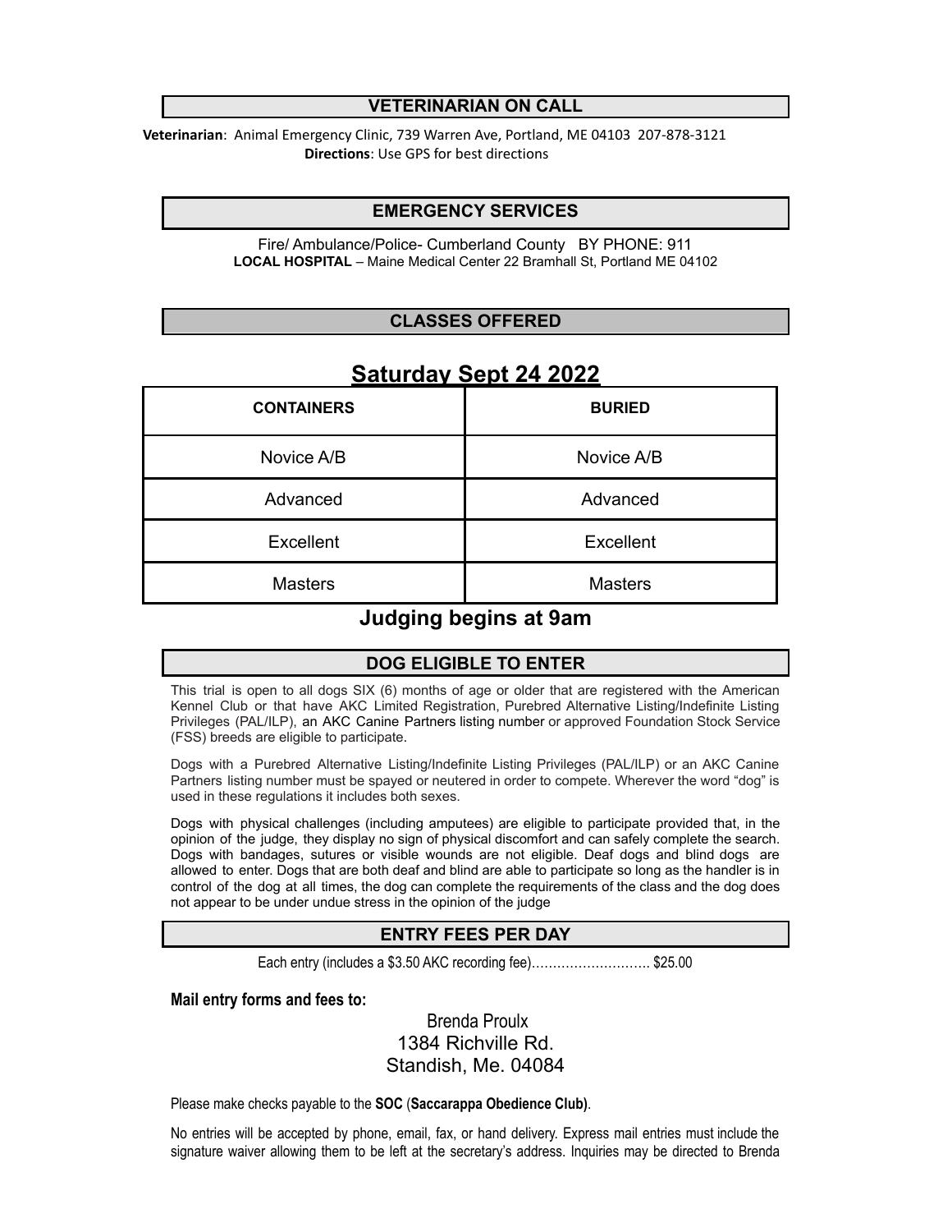## VETERINARIAN ON CALL

**Veterinarian**: Animal Emergency Clinic, 739 Warren Ave, Portland, ME 04103 207-878-3121
**Directions**: Use GPS for best directions

## EMERGENCY SERVICES

Fire/ Ambulance/Police- Cumberland County BY PHONE: 911
**LOCAL HOSPITAL** – Maine Medical Center 22 Bramhall St, Portland ME 04102

## CLASSES OFFERED

# Saturday Sept 24 2022

| CONTAINERS | BURIED |
| --- | --- |
| Novice A/B | Novice A/B |
| Advanced | Advanced |
| Excellent | Excellent |
| Masters | Masters |

### Judging begins at 9am

## DOG ELIGIBLE TO ENTER

This trial is open to all dogs SIX (6) months of age or older that are registered with the American Kennel Club or that have AKC Limited Registration, Purebred Alternative Listing/Indefinite Listing Privileges (PAL/ILP), an AKC Canine Partners listing number or approved Foundation Stock Service (FSS) breeds are eligible to participate.

Dogs with a Purebred Alternative Listing/Indefinite Listing Privileges (PAL/ILP) or an AKC Canine Partners listing number must be spayed or neutered in order to compete. Wherever the word "dog" is used in these regulations it includes both sexes.

Dogs with physical challenges (including amputees) are eligible to participate provided that, in the opinion of the judge, they display no sign of physical discomfort and can safely complete the search. Dogs with bandages, sutures or visible wounds are not eligible. Deaf dogs and blind dogs are allowed to enter. Dogs that are both deaf and blind are able to participate so long as the handler is in control of the dog at all times, the dog can complete the requirements of the class and the dog does not appear to be under undue stress in the opinion of the judge

## ENTRY FEES PER DAY

Each entry (includes a $3.50 AKC recording fee)……………………….. $25.00

**Mail entry forms and fees to:**

Brenda Proulx
1384 Richville Rd.
Standish, Me. 04084

Please make checks payable to the **SOC** (**Saccarappa Obedience Club)**.

No entries will be accepted by phone, email, fax, or hand delivery. Express mail entries must include the signature waiver allowing them to be left at the secretary's address. Inquiries may be directed to Brenda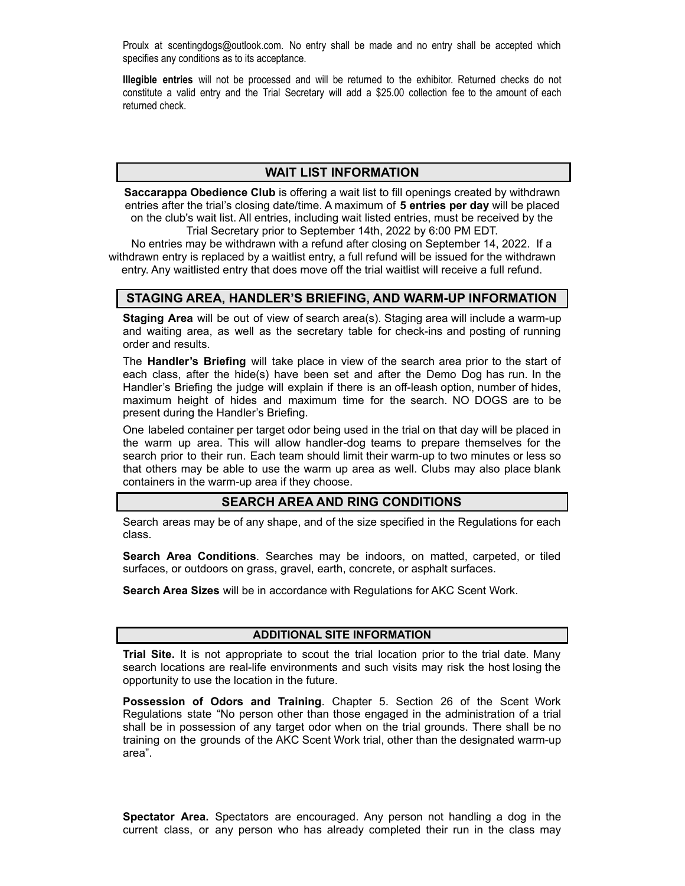Proulx at scentingdogs@outlook.com. No entry shall be made and no entry shall be accepted which specifies any conditions as to its acceptance.

**Illegible entries** will not be processed and will be returned to the exhibitor. Returned checks do not constitute a valid entry and the Trial Secretary will add a $25.00 collection fee to the amount of each returned check.

## WAIT LIST INFORMATION

**Saccarappa Obedience Club** is offering a wait list to fill openings created by withdrawn entries after the trial's closing date/time. A maximum of **5 entries per day** will be placed on the club's wait list. All entries, including wait listed entries, must be received by the Trial Secretary prior to September 14th, 2022 by 6:00 PM EDT.

No entries may be withdrawn with a refund after closing on September 14, 2022. If a withdrawn entry is replaced by a waitlist entry, a full refund will be issued for the withdrawn entry. Any waitlisted entry that does move off the trial waitlist will receive a full refund.

## STAGING AREA, HANDLER'S BRIEFING, AND WARM-UP INFORMATION

**Staging Area** will be out of view of search area(s). Staging area will include a warm-up and waiting area, as well as the secretary table for check-ins and posting of running order and results.

The **Handler's Briefing** will take place in view of the search area prior to the start of each class, after the hide(s) have been set and after the Demo Dog has run. In the Handler's Briefing the judge will explain if there is an off-leash option, number of hides, maximum height of hides and maximum time for the search. NO DOGS are to be present during the Handler's Briefing.

One labeled container per target odor being used in the trial on that day will be placed in the warm up area. This will allow handler-dog teams to prepare themselves for the search prior to their run. Each team should limit their warm-up to two minutes or less so that others may be able to use the warm up area as well. Clubs may also place blank containers in the warm-up area if they choose.

## SEARCH AREA AND RING CONDITIONS

Search areas may be of any shape, and of the size specified in the Regulations for each class.

**Search Area Conditions**. Searches may be indoors, on matted, carpeted, or tiled surfaces, or outdoors on grass, gravel, earth, concrete, or asphalt surfaces.

**Search Area Sizes** will be in accordance with Regulations for AKC Scent Work.

## ADDITIONAL SITE INFORMATION

**Trial Site.** It is not appropriate to scout the trial location prior to the trial date. Many search locations are real-life environments and such visits may risk the host losing the opportunity to use the location in the future.

**Possession of Odors and Training**. Chapter 5. Section 26 of the Scent Work Regulations state "No person other than those engaged in the administration of a trial shall be in possession of any target odor when on the trial grounds. There shall be no training on the grounds of the AKC Scent Work trial, other than the designated warm-up area".

**Spectator Area.** Spectators are encouraged. Any person not handling a dog in the current class, or any person who has already completed their run in the class may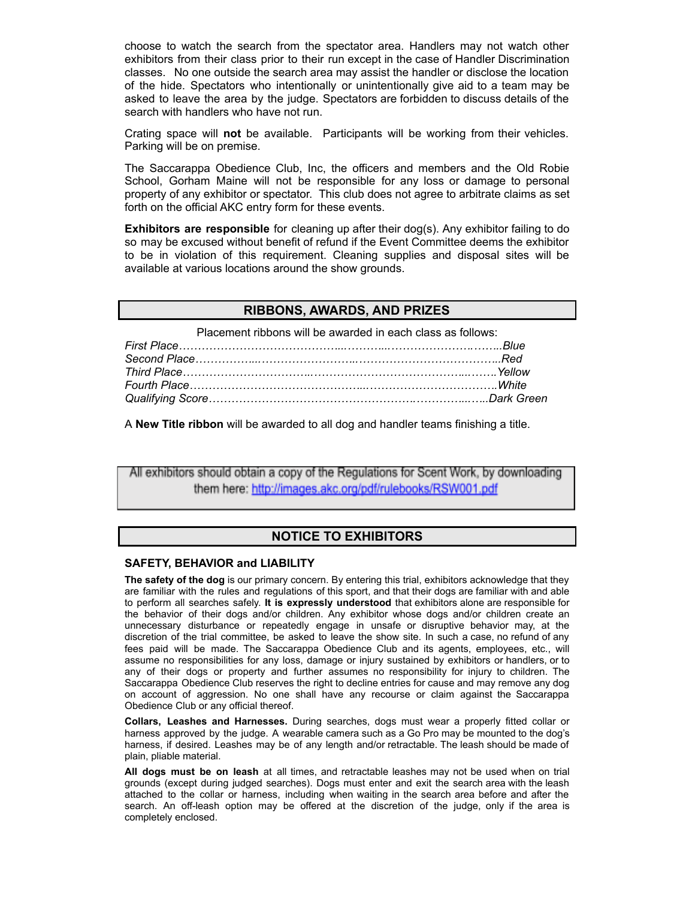choose to watch the search from the spectator area. Handlers may not watch other exhibitors from their class prior to their run except in the case of Handler Discrimination classes. No one outside the search area may assist the handler or disclose the location of the hide. Spectators who intentionally or unintentionally give aid to a team may be asked to leave the area by the judge. Spectators are forbidden to discuss details of the search with handlers who have not run.

Crating space will **not** be available. Participants will be working from their vehicles. Parking will be on premise.

The Saccarappa Obedience Club, Inc, the officers and members and the Old Robie School, Gorham Maine will not be responsible for any loss or damage to personal property of any exhibitor or spectator. This club does not agree to arbitrate claims as set forth on the official AKC entry form for these events.

**Exhibitors are responsible** for cleaning up after their dog(s). Any exhibitor failing to do so may be excused without benefit of refund if the Event Committee deems the exhibitor to be in violation of this requirement. Cleaning supplies and disposal sites will be available at various locations around the show grounds.

## RIBBONS, AWARDS, AND PRIZES

Placement ribbons will be awarded in each class as follows:

*First Place……………………………………………………………………………..Blue*
*Second Place……………………………………………………………………………..Red*
*Third Place……………………………………………………………………………..Yellow*
*Fourth Place……………………………………………………………………………..White*
*Qualifying Score……………………………………………………………………..Dark Green*

A **New Title ribbon** will be awarded to all dog and handler teams finishing a title.

All exhibitors should obtain a copy of the Regulations for Scent Work, by downloading them here: http://images.akc.org/pdf/rulebooks/RSW001.pdf

## NOTICE TO EXHIBITORS

### SAFETY, BEHAVIOR and LIABILITY

**The safety of the dog** is our primary concern. By entering this trial, exhibitors acknowledge that they are familiar with the rules and regulations of this sport, and that their dogs are familiar with and able to perform all searches safely. **It is expressly understood** that exhibitors alone are responsible for the behavior of their dogs and/or children. Any exhibitor whose dogs and/or children create an unnecessary disturbance or repeatedly engage in unsafe or disruptive behavior may, at the discretion of the trial committee, be asked to leave the show site. In such a case, no refund of any fees paid will be made. The Saccarappa Obedience Club and its agents, employees, etc., will assume no responsibilities for any loss, damage or injury sustained by exhibitors or handlers, or to any of their dogs or property and further assumes no responsibility for injury to children. The Saccarappa Obedience Club reserves the right to decline entries for cause and may remove any dog on account of aggression. No one shall have any recourse or claim against the Saccarappa Obedience Club or any official thereof.

**Collars, Leashes and Harnesses.** During searches, dogs must wear a properly fitted collar or harness approved by the judge. A wearable camera such as a Go Pro may be mounted to the dog's harness, if desired. Leashes may be of any length and/or retractable. The leash should be made of plain, pliable material.

**All dogs must be on leash** at all times, and retractable leashes may not be used when on trial grounds (except during judged searches). Dogs must enter and exit the search area with the leash attached to the collar or harness, including when waiting in the search area before and after the search. An off-leash option may be offered at the discretion of the judge, only if the area is completely enclosed.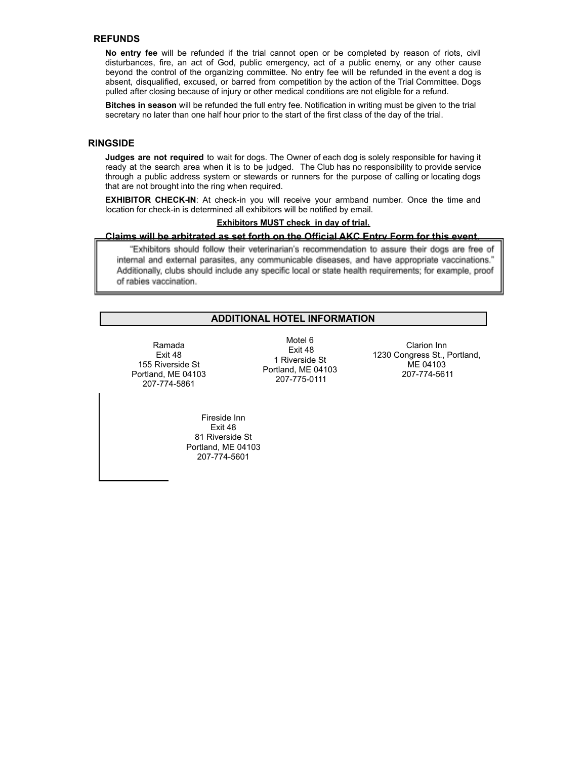## REFUNDS

**No entry fee** will be refunded if the trial cannot open or be completed by reason of riots, civil disturbances, fire, an act of God, public emergency, act of a public enemy, or any other cause beyond the control of the organizing committee. No entry fee will be refunded in the event a dog is absent, disqualified, excused, or barred from competition by the action of the Trial Committee. Dogs pulled after closing because of injury or other medical conditions are not eligible for a refund.

**Bitches in season** will be refunded the full entry fee. Notification in writing must be given to the trial secretary no later than one half hour prior to the start of the first class of the day of the trial.

## RINGSIDE

**Judges are not required** to wait for dogs. The Owner of each dog is solely responsible for having it ready at the search area when it is to be judged. The Club has no responsibility to provide service through a public address system or stewards or runners for the purpose of calling or locating dogs that are not brought into the ring when required.

**EXHIBITOR CHECK-IN**: At check-in you will receive your armband number. Once the time and location for check-in is determined all exhibitors will be notified by email.

**Exhibitors MUST check in day of trial.**

**Claims will be arbitrated as set forth on the Official AKC Entry Form for this event.**

"Exhibitors should follow their veterinarian's recommendation to assure their dogs are free of internal and external parasites, any communicable diseases, and have appropriate vaccinations." Additionally, clubs should include any specific local or state health requirements; for example, proof of rabies vaccination.

## ADDITIONAL HOTEL INFORMATION

Ramada
Exit 48
155 Riverside St
Portland, ME 04103
207-774-5861

Motel 6
Exit 48
1 Riverside St
Portland, ME 04103
207-775-0111

Clarion Inn
1230 Congress St., Portland, ME 04103
207-774-5611

Fireside Inn
Exit 48
81 Riverside St
Portland, ME 04103
207-774-5601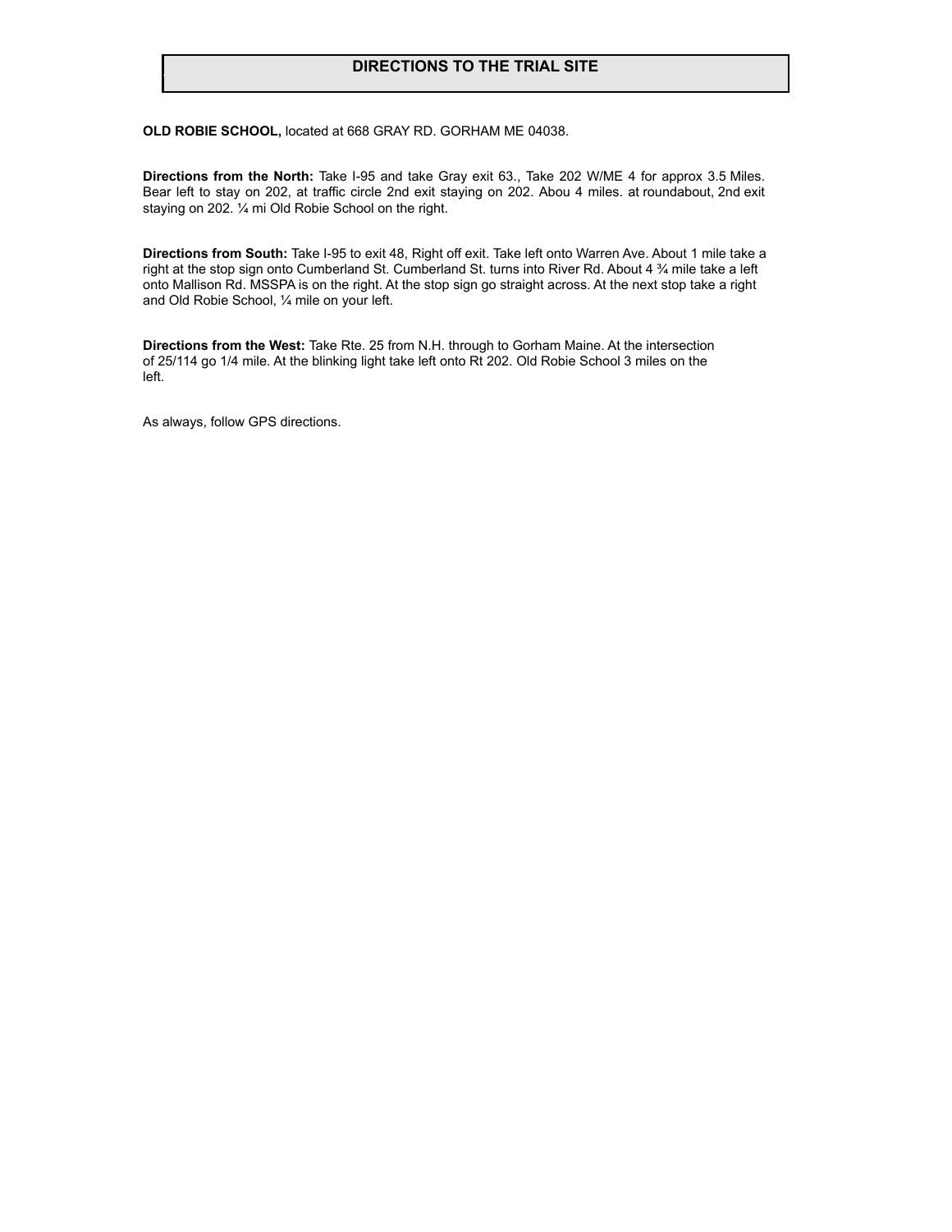# DIRECTIONS TO THE TRIAL SITE

**OLD ROBIE SCHOOL,** located at 668 GRAY RD. GORHAM ME 04038.

**Directions from the North:** Take I-95 and take Gray exit 63., Take 202 W/ME 4 for approx 3.5 Miles. Bear left to stay on 202, at traffic circle 2nd exit staying on 202. Abou 4 miles. at roundabout, 2nd exit staying on 202. ¼ mi Old Robie School on the right.

**Directions from South:** Take I-95 to exit 48, Right off exit. Take left onto Warren Ave. About 1 mile take a right at the stop sign onto Cumberland St. Cumberland St. turns into River Rd. About 4 ¾ mile take a left onto Mallison Rd. MSSPA is on the right. At the stop sign go straight across. At the next stop take a right and Old Robie School, ¼ mile on your left.

**Directions from the West:** Take Rte. 25 from N.H. through to Gorham Maine. At the intersection of 25/114 go 1/4 mile. At the blinking light take left onto Rt 202. Old Robie School 3 miles on the left.

As always, follow GPS directions.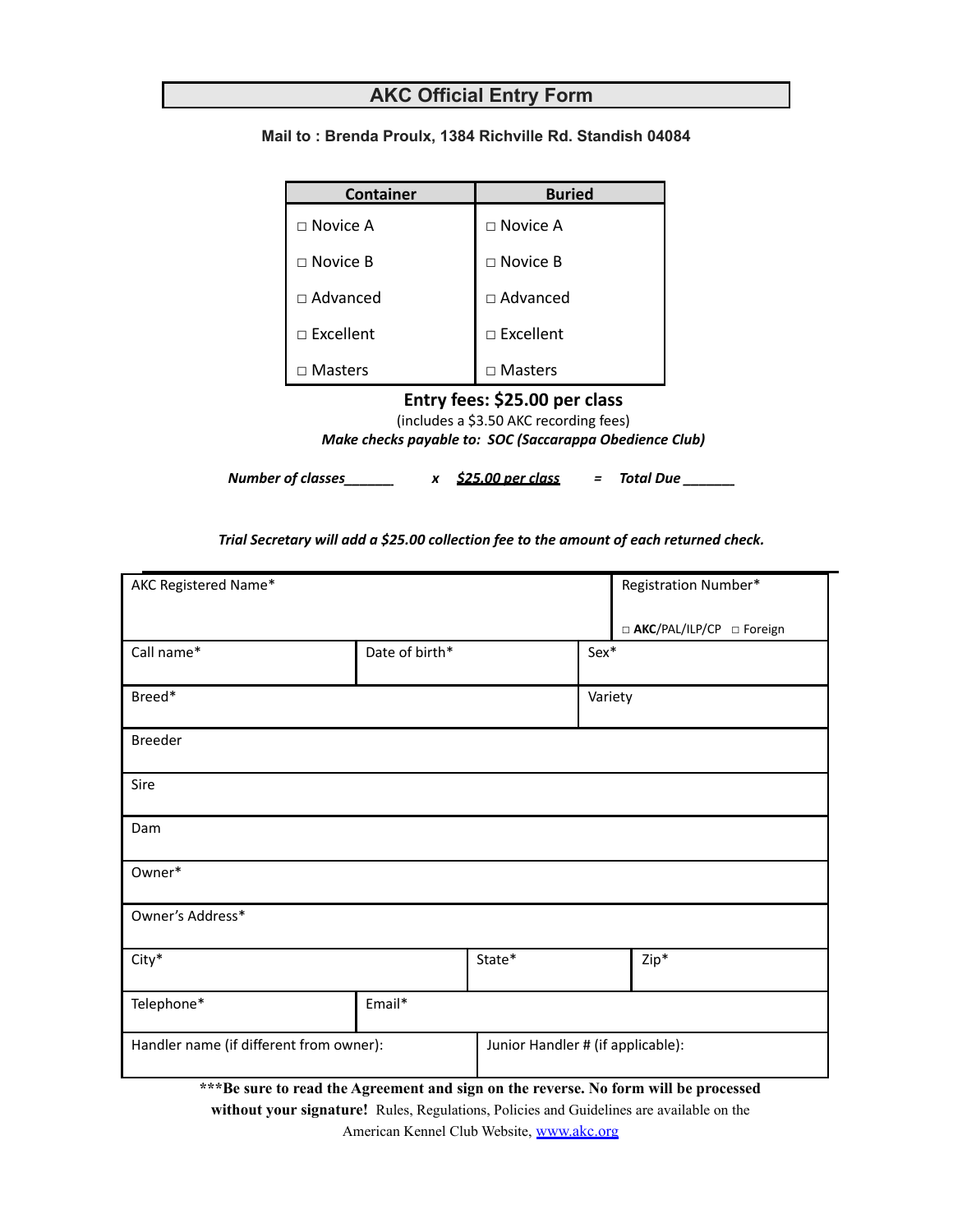# AKC Official Entry Form

**Mail to : Brenda Proulx, 1384 Richville Rd. Standish 04084**

| Container | Buried |
|---|---|
| □ Novice A | □ Novice A |
| □ Novice B | □ Novice B |
| □ Advanced | □ Advanced |
| □ Excellent | □ Excellent |
| □ Masters | □ Masters |

**Entry fees: $25.00 per class**

(includes a $3.50 AKC recording fees)

***Make checks payable to: SOC (Saccarappa Obedience Club)***

***Number of classes______ x $25.00 per class = Total Due _______***

***Trial Secretary will add a $25.00 collection fee to the amount of each returned check.***

| AKC Registered Name* | | | Registration Number* □ **AKC**/PAL/ILP/CP □ Foreign |
|---|---|---|---|
| Call name* | Date of birth* | Sex* | |
| Breed* | | Variety | |
| Breeder | | | |
| Sire | | | |
| Dam | | | |
| Owner* | | | |
| Owner's Address* | | | |
| City* | State* | Zip* | |
| Telephone* | Email* | | |
| Handler name (if different from owner): | Junior Handler # (if applicable): | | |

**\*\*\*Be sure to read the Agreement and sign on the reverse. No form will be processed without your signature!** Rules, Regulations, Policies and Guidelines are available on the American Kennel Club Website, www.akc.org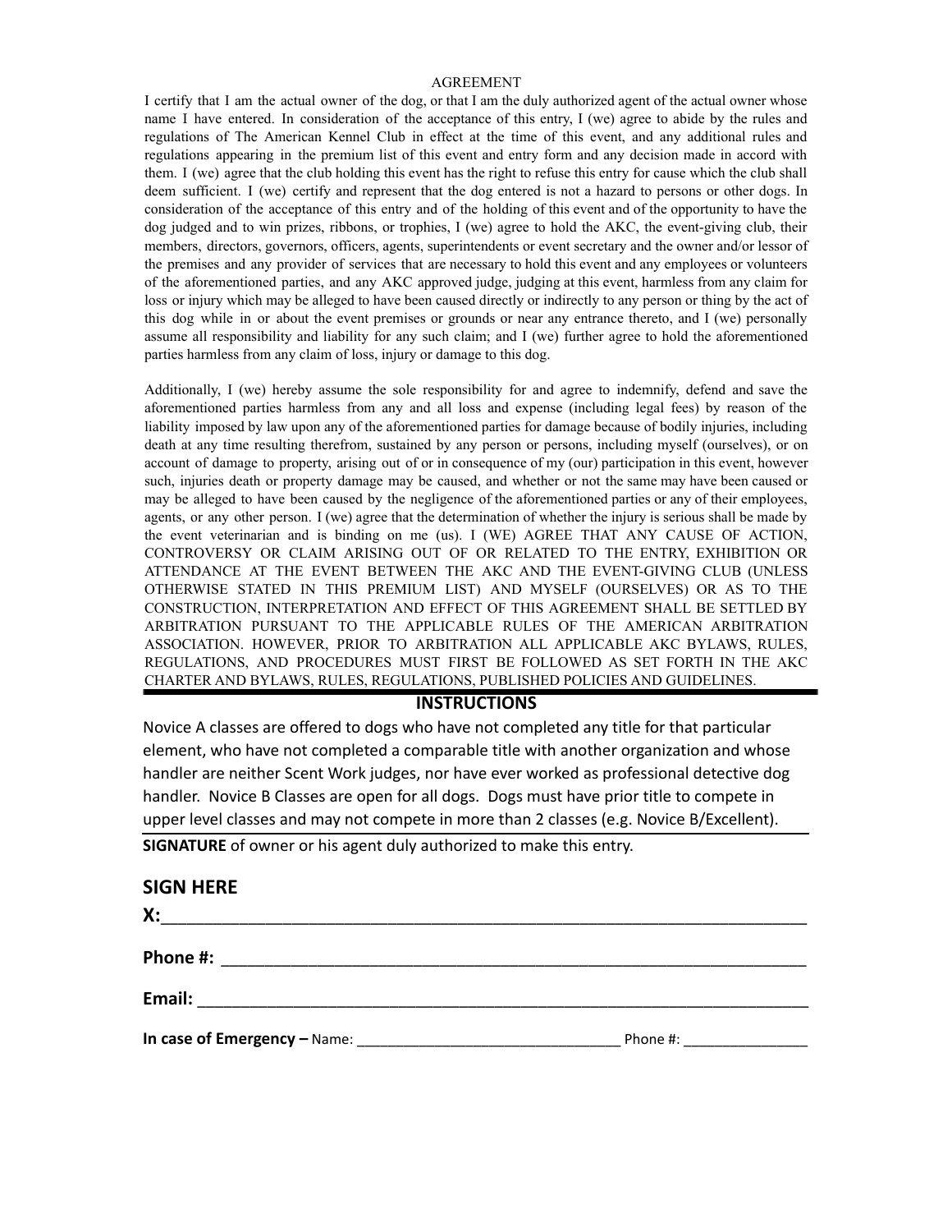## AGREEMENT

I certify that I am the actual owner of the dog, or that I am the duly authorized agent of the actual owner whose name I have entered. In consideration of the acceptance of this entry, I (we) agree to abide by the rules and regulations of The American Kennel Club in effect at the time of this event, and any additional rules and regulations appearing in the premium list of this event and entry form and any decision made in accord with them. I (we) agree that the club holding this event has the right to refuse this entry for cause which the club shall deem sufficient. I (we) certify and represent that the dog entered is not a hazard to persons or other dogs. In consideration of the acceptance of this entry and of the holding of this event and of the opportunity to have the dog judged and to win prizes, ribbons, or trophies, I (we) agree to hold the AKC, the event-giving club, their members, directors, governors, officers, agents, superintendents or event secretary and the owner and/or lessor of the premises and any provider of services that are necessary to hold this event and any employees or volunteers of the aforementioned parties, and any AKC approved judge, judging at this event, harmless from any claim for loss or injury which may be alleged to have been caused directly or indirectly to any person or thing by the act of this dog while in or about the event premises or grounds or near any entrance thereto, and I (we) personally assume all responsibility and liability for any such claim; and I (we) further agree to hold the aforementioned parties harmless from any claim of loss, injury or damage to this dog.

Additionally, I (we) hereby assume the sole responsibility for and agree to indemnify, defend and save the aforementioned parties harmless from any and all loss and expense (including legal fees) by reason of the liability imposed by law upon any of the aforementioned parties for damage because of bodily injuries, including death at any time resulting therefrom, sustained by any person or persons, including myself (ourselves), or on account of damage to property, arising out of or in consequence of my (our) participation in this event, however such, injuries death or property damage may be caused, and whether or not the same may have been caused or may be alleged to have been caused by the negligence of the aforementioned parties or any of their employees, agents, or any other person. I (we) agree that the determination of whether the injury is serious shall be made by the event veterinarian and is binding on me (us). I (WE) AGREE THAT ANY CAUSE OF ACTION, CONTROVERSY OR CLAIM ARISING OUT OF OR RELATED TO THE ENTRY, EXHIBITION OR ATTENDANCE AT THE EVENT BETWEEN THE AKC AND THE EVENT-GIVING CLUB (UNLESS OTHERWISE STATED IN THIS PREMIUM LIST) AND MYSELF (OURSELVES) OR AS TO THE CONSTRUCTION, INTERPRETATION AND EFFECT OF THIS AGREEMENT SHALL BE SETTLED BY ARBITRATION PURSUANT TO THE APPLICABLE RULES OF THE AMERICAN ARBITRATION ASSOCIATION. HOWEVER, PRIOR TO ARBITRATION ALL APPLICABLE AKC BYLAWS, RULES, REGULATIONS, AND PROCEDURES MUST FIRST BE FOLLOWED AS SET FORTH IN THE AKC CHARTER AND BYLAWS, RULES, REGULATIONS, PUBLISHED POLICIES AND GUIDELINES.

## INSTRUCTIONS

Novice A classes are offered to dogs who have not completed any title for that particular element, who have not completed a comparable title with another organization and whose handler are neither Scent Work judges, nor have ever worked as professional detective dog handler. Novice B Classes are open for all dogs. Dogs must have prior title to compete in upper level classes and may not compete in more than 2 classes (e.g. Novice B/Excellent).

**SIGNATURE** of owner or his agent duly authorized to make this entry.

**SIGN HERE**

**X:**\_\_\_\_\_\_\_\_\_\_\_\_\_\_\_\_\_\_\_\_\_\_\_\_\_\_\_\_\_\_\_\_\_\_\_\_\_\_\_\_\_\_\_\_\_\_\_\_\_\_\_\_

**Phone #:** \_\_\_\_\_\_\_\_\_\_\_\_\_\_\_\_\_\_\_\_\_\_\_\_\_\_\_\_\_\_\_\_\_\_\_\_\_\_\_\_\_\_\_\_\_\_\_\_

**Email:** \_\_\_\_\_\_\_\_\_\_\_\_\_\_\_\_\_\_\_\_\_\_\_\_\_\_\_\_\_\_\_\_\_\_\_\_\_\_\_\_\_\_\_\_\_\_\_\_\_\_

**In case of Emergency –** Name: \_\_\_\_\_\_\_\_\_\_\_\_\_\_\_\_\_\_\_\_\_\_\_\_\_\_\_\_ Phone #: \_\_\_\_\_\_\_\_\_\_\_\_\_\_\_